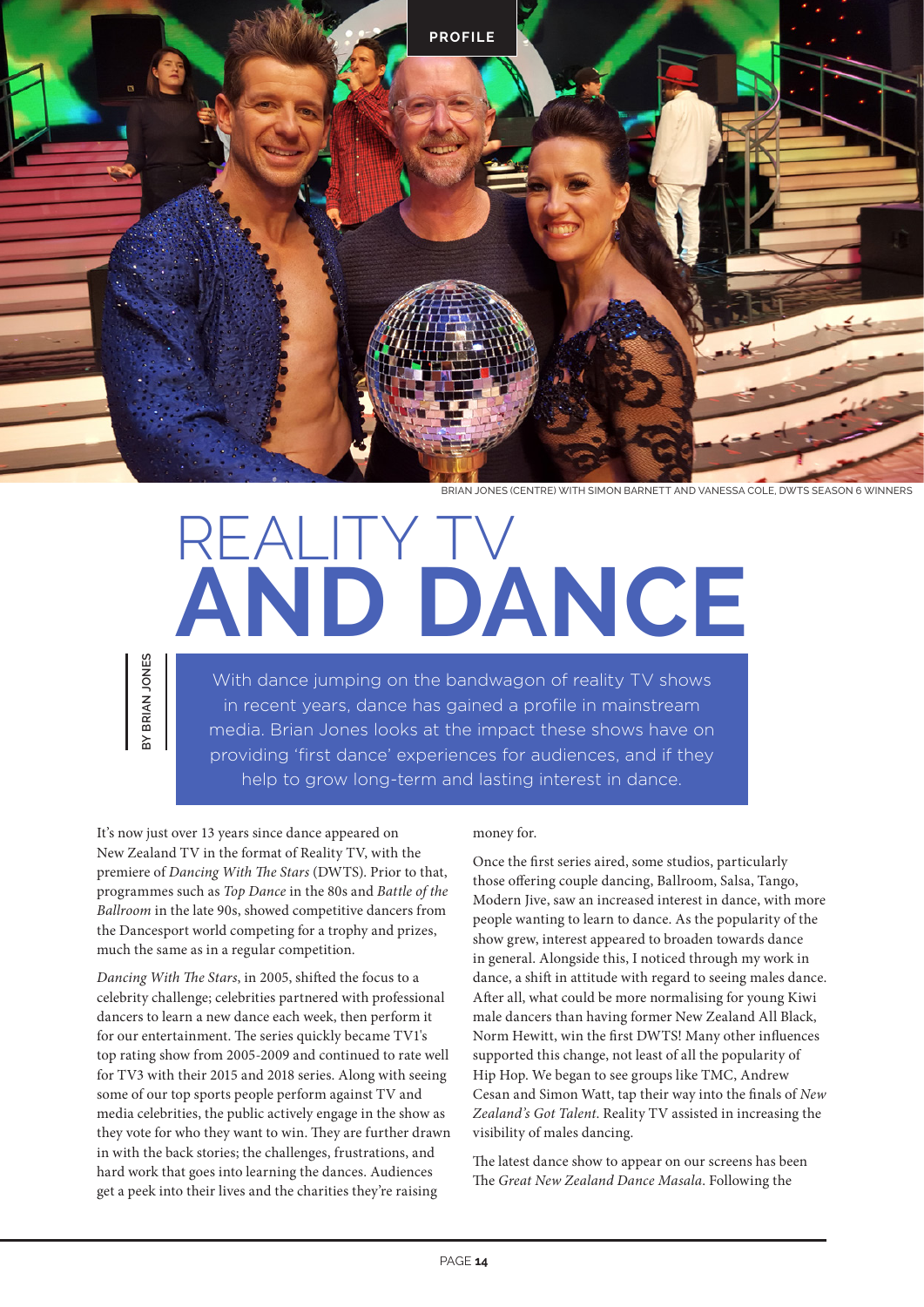PROFILE

BRIAN JONES (CENTRE) WITH SIMON BARNETT AND VANESSA COLE, DWTS SEASON 6 WINNERS

# REALITY TV AND DANCE

BY BRIAN JONES

With dance jumping on the bandwagon of reality TV shows in recent years, dance has gained a profile in mainstream media. Brian Jones looks at the impact these shows have on providing 'first dance' experiences for audiences, and if they help to grow long-term and lasting interest in dance.

It's now just over 13 years since dance appeared on New Zealand TV in the format of Reality TV, with the premiere of *Dancing With The Stars* (DWTS). Prior to that, programmes such as *Top Dance* in the 80s and *Battle of the Ballroom* in the late 90s, showed competitive dancers from the Dancesport world competing for a trophy and prizes, much the same as in a regular competition.

*Dancing With The Stars*, in 2005, shifted the focus to a celebrity challenge; celebrities partnered with professional dancers to learn a new dance each week, then perform it for our entertainment. The series quickly became TV1's top rating show from 2005-2009 and continued to rate well for TV3 with their 2015 and 2018 series. Along with seeing some of our top sports people perform against TV and media celebrities, the public actively engage in the show as they vote for who they want to win. They are further drawn in with the back stories; the challenges, frustrations, and hard work that goes into learning the dances. Audiences get a peek into their lives and the charities they're raising money for.

Once the first series aired, some studios, particularly those offering couple dancing, Ballroom, Salsa, Tango, Modern Jive, saw an increased interest in dance, with more people wanting to learn to dance. As the popularity of the show grew, interest appeared to broaden towards dance in general. Alongside this, I noticed through my work in dance, a shift in attitude with regard to seeing males dance. After all, what could be more normalising for young Kiwi male dancers than having former New Zealand All Black, Norm Hewitt, win the first DWTS! Many other influences supported this change, not least of all the popularity of Hip Hop. We began to see groups like TMC, Andrew Cesan and Simon Watt, tap their way into the finals of *New Zealand's Got Talent*. Reality TV assisted in increasing the visibility of males dancing.

The latest dance show to appear on our screens has been The *Great New Zealand Dance Masala*. Following the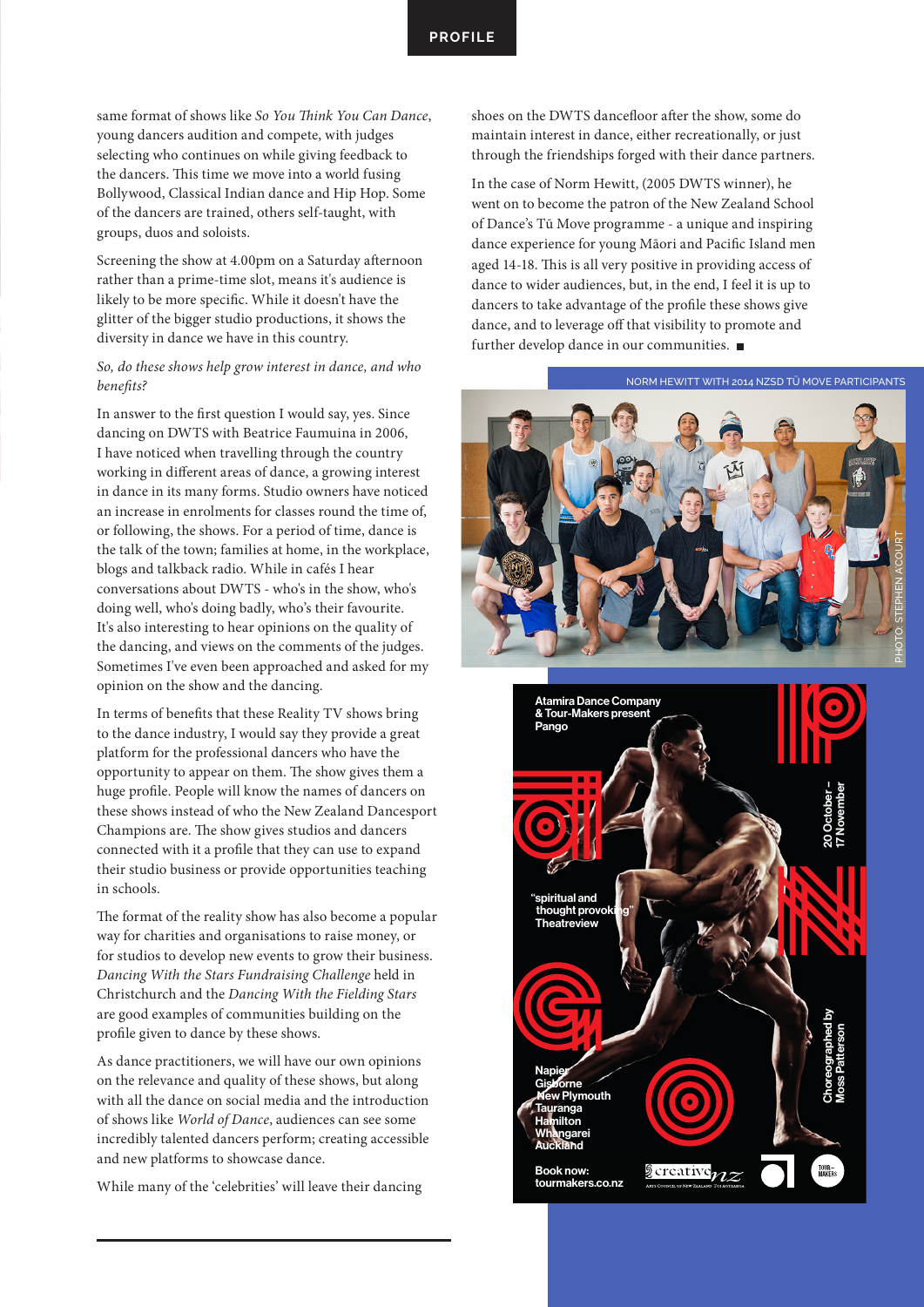same format of shows like *So You Think You Can Dance*, young dancers audition and compete, with judges selecting who continues on while giving feedback to the dancers. This time we move into a world fusing Bollywood, Classical Indian dance and Hip Hop. Some of the dancers are trained, others self-taught, with groups, duos and soloists.

Screening the show at 4.00pm on a Saturday afternoon rather than a prime-time slot, means it's audience is likely to be more specific. While it doesn't have the glitter of the bigger studio productions, it shows the diversity in dance we have in this country.

*So, do these shows help grow interest in dance, and who benefits?*

In answer to the first question I would say, yes. Since dancing on DWTS with Beatrice Faumuina in 2006, I have noticed when travelling through the country working in different areas of dance, a growing interest in dance in its many forms. Studio owners have noticed an increase in enrolments for classes round the time of, or following, the shows. For a period of time, dance is the talk of the town; families at home, in the workplace, blogs and talkback radio. While in cafés I hear conversations about DWTS - who's in the show, who's doing well, who's doing badly, who's their favourite. It's also interesting to hear opinions on the quality of the dancing, and views on the comments of the judges. Sometimes I've even been approached and asked for my opinion on the show and the dancing.

In terms of benefits that these Reality TV shows bring to the dance industry, I would say they provide a great platform for the professional dancers who have the opportunity to appear on them. The show gives them a huge profile. People will know the names of dancers on these shows instead of who the New Zealand Dancesport Champions are. The show gives studios and dancers connected with it a profile that they can use to expand their studio business or provide opportunities teaching in schools.

The format of the reality show has also become a popular way for charities and organisations to raise money, or for studios to develop new events to grow their business. *Dancing With the Stars Fundraising Challenge* held in Christchurch and the *Dancing With the Fielding Stars* are good examples of communities building on the profile given to dance by these shows.

As dance practitioners, we will have our own opinions on the relevance and quality of these shows, but along with all the dance on social media and the introduction of shows like *World of Dance*, audiences can see some incredibly talented dancers perform; creating accessible and new platforms to showcase dance.

While many of the 'celebrities' will leave their dancing shoes on the DWTS dancefloor after the show, some do maintain interest in dance, either recreationally, or just through the friendships forged with their dance partners.

In the case of Norm Hewitt, (2005 DWTS winner), he went on to become the patron of the New Zealand School of Dance's Tū Move programme - a unique and inspiring dance experience for young Māori and Pacific Island men aged 14-18. This is all very positive in providing access of dance to wider audiences, but, in the end, I feel it is up to dancers to take advantage of the profile these shows give dance, and to leverage off that visibility to promote and further develop dance in our communities. ■

NORM HEWITT WITH 2014 NZSD TŪ MOVE PARTICIPANTS

PHOTO: STEPHEN A'COURT

Atamira Dance Company & Tour-Makers present Pango

"spiritual and thought provoking" Theatreview

20 October – 17 November

Choreographed by Moss Patterson

Napier
Gisborne
New Plymouth
Tauranga
Hamilton
Whangarei
Auckland

Book now: tourmakers.co.nz